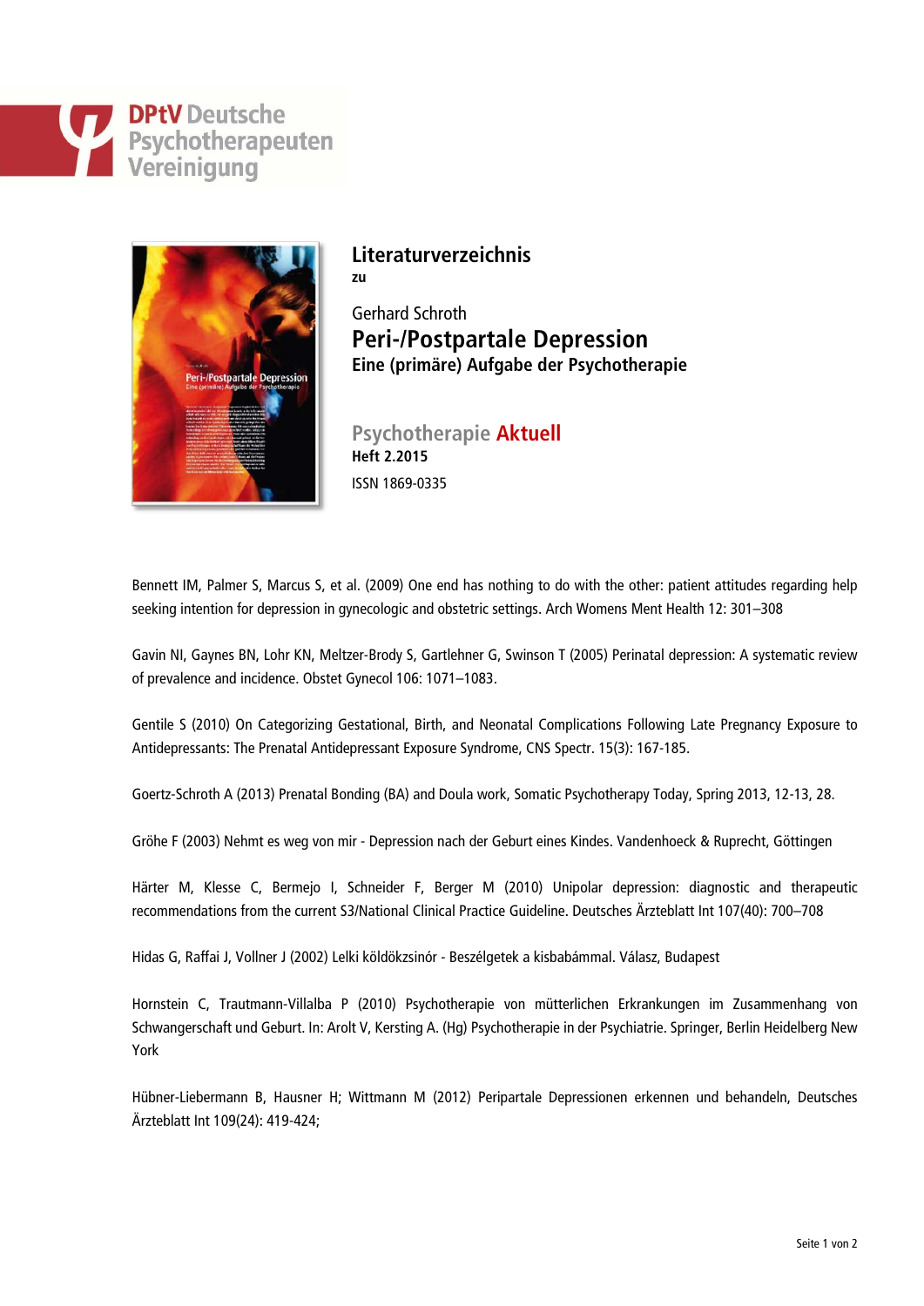DPtV Deutsche Psychotherapeuten Vereinigung

# Literaturverzeichnis

**zu**

Gerhard Schroth

## Peri-/Postpartale Depression

**Eine (primäre) Aufgabe der Psychotherapie**

Psychotherapie **Aktuell**

**Heft 2.2015**

ISSN 1869-0335

Bennett IM, Palmer S, Marcus S, et al. (2009) One end has nothing to do with the other: patient attitudes regarding help seeking intention for depression in gynecologic and obstetric settings. Arch Womens Ment Health 12: 301–308

Gavin NI, Gaynes BN, Lohr KN, Meltzer-Brody S, Gartlehner G, Swinson T (2005) Perinatal depression: A systematic review of prevalence and incidence. Obstet Gynecol 106: 1071–1083.

Gentile S (2010) On Categorizing Gestational, Birth, and Neonatal Complications Following Late Pregnancy Exposure to Antidepressants: The Prenatal Antidepressant Exposure Syndrome, CNS Spectr. 15(3): 167-185.

Goertz-Schroth A (2013) Prenatal Bonding (BA) and Doula work, Somatic Psychotherapy Today, Spring 2013, 12-13, 28.

Gröhe F (2003) Nehmt es weg von mir - Depression nach der Geburt eines Kindes. Vandenhoeck & Ruprecht, Göttingen

Härter M, Klesse C, Bermejo I, Schneider F, Berger M (2010) Unipolar depression: diagnostic and therapeutic recommendations from the current S3/National Clinical Practice Guideline. Deutsches Ärzteblatt Int 107(40): 700–708

Hidas G, Raffai J, Vollner J (2002) Lelki köldökzsinór - Beszélgetek a kisbabámmal. Válasz, Budapest

Hornstein C, Trautmann-Villalba P (2010) Psychotherapie von mütterlichen Erkrankungen im Zusammenhang von Schwangerschaft und Geburt. In: Arolt V, Kersting A. (Hg) Psychotherapie in der Psychiatrie. Springer, Berlin Heidelberg New York

Hübner-Liebermann B, Hausner H; Wittmann M (2012) Peripartale Depressionen erkennen und behandeln, Deutsches Ärzteblatt Int 109(24): 419-424;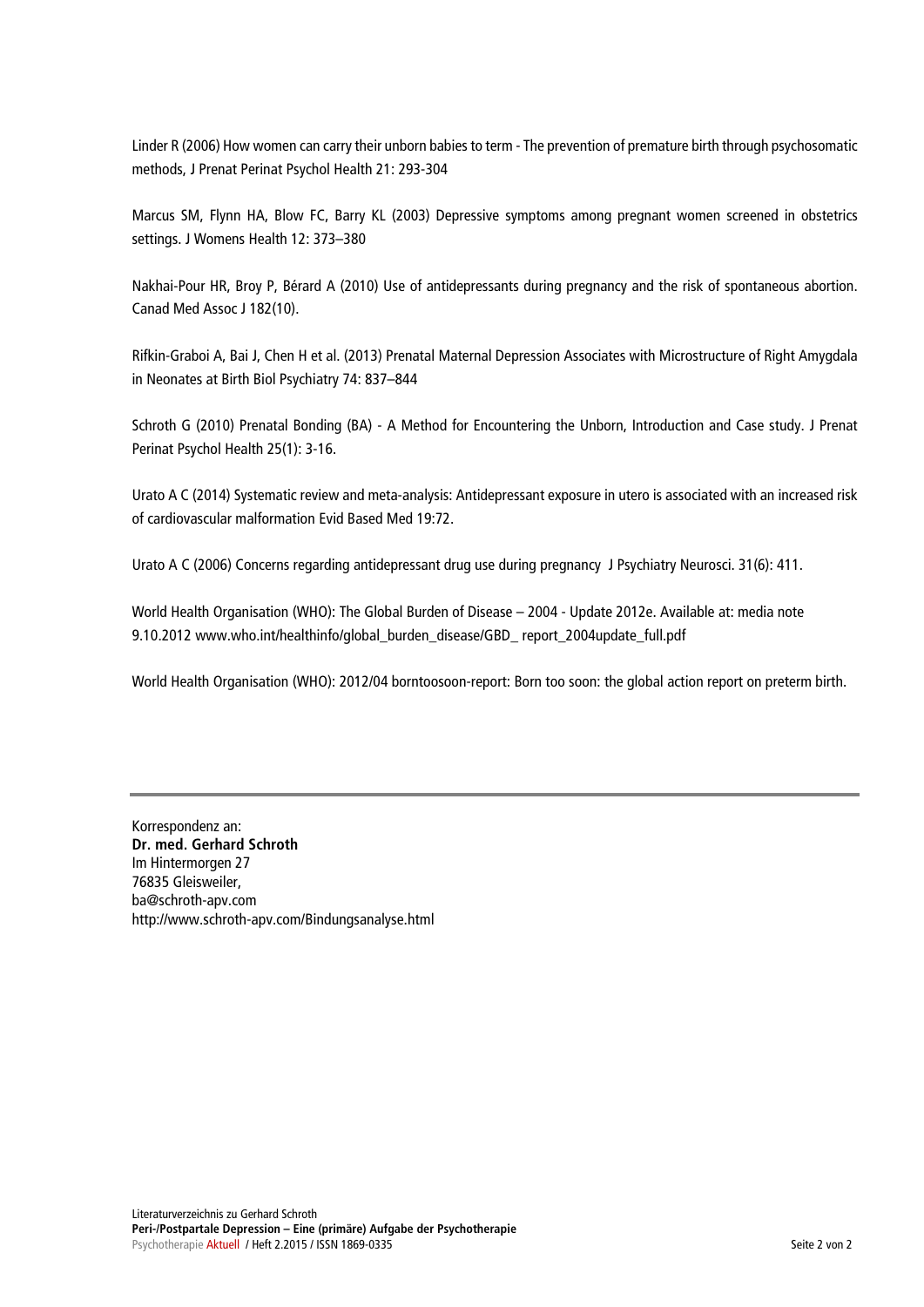Linder R (2006) How women can carry their unborn babies to term - The prevention of premature birth through psychosomatic methods, J Prenat Perinat Psychol Health 21: 293-304

Marcus SM, Flynn HA, Blow FC, Barry KL (2003) Depressive symptoms among pregnant women screened in obstetrics settings. J Womens Health 12: 373–380

Nakhai-Pour HR, Broy P, Bérard A (2010) Use of antidepressants during pregnancy and the risk of spontaneous abortion. Canad Med Assoc J 182(10).

Rifkin-Graboi A, Bai J, Chen H et al. (2013) Prenatal Maternal Depression Associates with Microstructure of Right Amygdala in Neonates at Birth Biol Psychiatry 74: 837–844

Schroth G (2010) Prenatal Bonding (BA) - A Method for Encountering the Unborn, Introduction and Case study. J Prenat Perinat Psychol Health 25(1): 3-16.

Urato A C (2014) Systematic review and meta-analysis: Antidepressant exposure in utero is associated with an increased risk of cardiovascular malformation Evid Based Med 19:72.

Urato A C (2006) Concerns regarding antidepressant drug use during pregnancy J Psychiatry Neurosci. 31(6): 411.

World Health Organisation (WHO): The Global Burden of Disease – 2004 - Update 2012e. Available at: media note 9.10.2012 www.who.int/healthinfo/global_burden_disease/GBD_ report_2004update_full.pdf

World Health Organisation (WHO): 2012/04 borntoosoon-report: Born too soon: the global action report on preterm birth.

---

Korrespondenz an:
**Dr. med. Gerhard Schroth**
Im Hintermorgen 27
76835 Gleisweiler,
ba@schroth-apv.com
http://www.schroth-apv.com/Bindungsanalyse.html